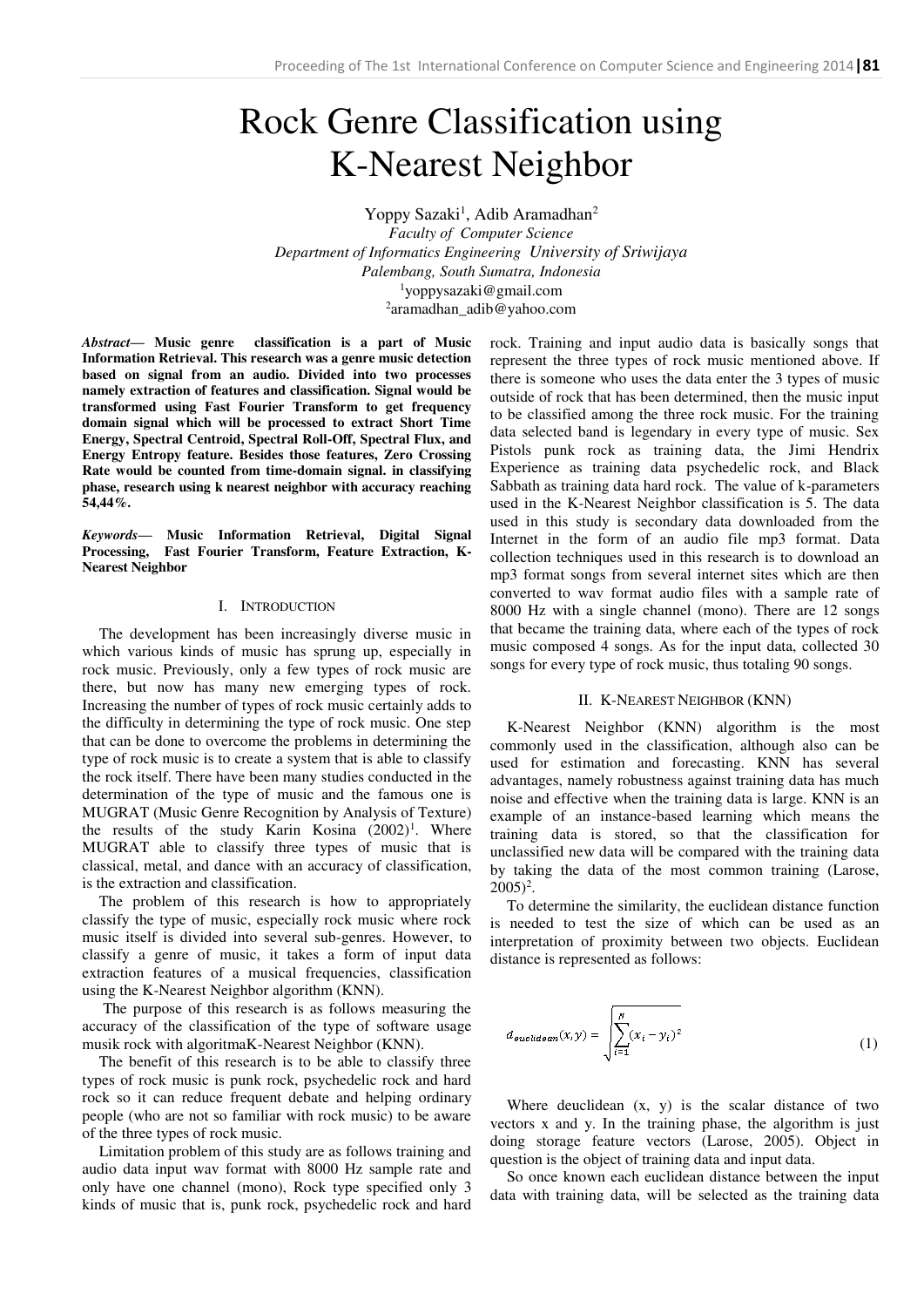# Rock Genre Classification using K-Nearest Neighbor

Yoppy Sazaki[1], Adib Aramadhan[2]

*Faculty of Computer Science*
*Department of Informatics Engineering University of Sriwijaya*
*Palembang, South Sumatra, Indonesia*
[1]yoppysazaki@gmail.com
[2]aramadhan_adib@yahoo.com

***Abstract*— Music genre classification is a part of Music Information Retrieval. This research was a genre music detection based on signal from an audio. Divided into two processes namely extraction of features and classification. Signal would be transformed using Fast Fourier Transform to get frequency domain signal which will be processed to extract Short Time Energy, Spectral Centroid, Spectral Roll-Off, Spectral Flux, and Energy Entropy feature. Besides those features, Zero Crossing Rate would be counted from time-domain signal. in classifying phase, research using k nearest neighbor with accuracy reaching 54,44%.**

***Keywords*— Music Information Retrieval, Digital Signal Processing, Fast Fourier Transform, Feature Extraction, K-Nearest Neighbor**

## I. Introduction

The development has been increasingly diverse music in which various kinds of music has sprung up, especially in rock music. Previously, only a few types of rock music are there, but now has many new emerging types of rock. Increasing the number of types of rock music certainly adds to the difficulty in determining the type of rock music. One step that can be done to overcome the problems in determining the type of rock music is to create a system that is able to classify the rock itself. There have been many studies conducted in the determination of the type of music and the famous one is MUGRAT (Music Genre Recognition by Analysis of Texture) the results of the study Karin Kosina (2002)[1]. Where MUGRAT able to classify three types of music that is classical, metal, and dance with an accuracy of classification, is the extraction and classification.

The problem of this research is how to appropriately classify the type of music, especially rock music where rock music itself is divided into several sub-genres. However, to classify a genre of music, it takes a form of input data extraction features of a musical frequencies, classification using the K-Nearest Neighbor algorithm (KNN).

The purpose of this research is as follows measuring the accuracy of the classification of the type of software usage musik rock with algoritmaK-Nearest Neighbor (KNN).

The benefit of this research is to be able to classify three types of rock music is punk rock, psychedelic rock and hard rock so it can reduce frequent debate and helping ordinary people (who are not so familiar with rock music) to be aware of the three types of rock music.

Limitation problem of this study are as follows training and audio data input wav format with 8000 Hz sample rate and only have one channel (mono), Rock type specified only 3 kinds of music that is, punk rock, psychedelic rock and hard rock. Training and input audio data is basically songs that represent the three types of rock music mentioned above. If there is someone who uses the data enter the 3 types of music outside of rock that has been determined, then the music input to be classified among the three rock music. For the training data selected band is legendary in every type of music. Sex Pistols punk rock as training data, the Jimi Hendrix Experience as training data psychedelic rock, and Black Sabbath as training data hard rock. The value of k-parameters used in the K-Nearest Neighbor classification is 5. The data used in this study is secondary data downloaded from the Internet in the form of an audio file mp3 format. Data collection techniques used in this research is to download an mp3 format songs from several internet sites which are then converted to wav format audio files with a sample rate of 8000 Hz with a single channel (mono). There are 12 songs that became the training data, where each of the types of rock music composed 4 songs. As for the input data, collected 30 songs for every type of rock music, thus totaling 90 songs.

## II. K-Nearest Neighbor (KNN)

K-Nearest Neighbor (KNN) algorithm is the most commonly used in the classification, although also can be used for estimation and forecasting. KNN has several advantages, namely robustness against training data has much noise and effective when the training data is large. KNN is an example of an instance-based learning which means the training data is stored, so that the classification for unclassified new data will be compared with the training data by taking the data of the most common training (Larose, 2005)[2].

To determine the similarity, the euclidean distance function is needed to test the size of which can be used as an interpretation of proximity between two objects. Euclidean distance is represented as follows:

$$d_{euclidean}(x, y) = \sqrt{\sum_{i=1}^{n}(x_i - y_i)^2} \tag{1}$$

Where deuclidean (x, y) is the scalar distance of two vectors x and y. In the training phase, the algorithm is just doing storage feature vectors (Larose, 2005). Object in question is the object of training data and input data.

So once known each euclidean distance between the input data with training data, will be selected as the training data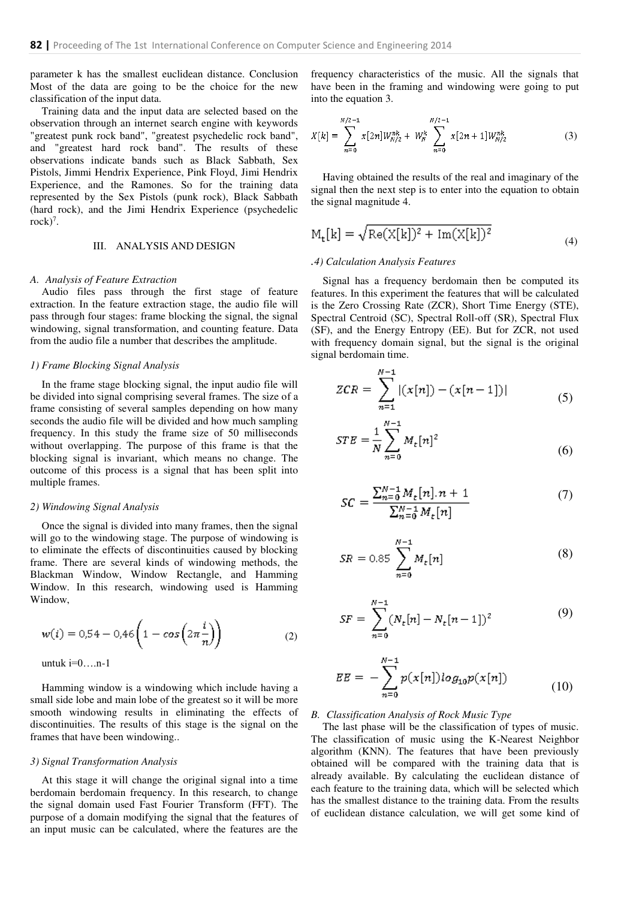parameter k has the smallest euclidean distance. Conclusion Most of the data are going to be the choice for the new classification of the input data.

Training data and the input data are selected based on the observation through an internet search engine with keywords "greatest punk rock band", "greatest psychedelic rock band", and "greatest hard rock band". The results of these observations indicate bands such as Black Sabbath, Sex Pistols, Jimmi Hendrix Experience, Pink Floyd, Jimi Hendrix Experience, and the Ramones. So for the training data represented by the Sex Pistols (punk rock), Black Sabbath (hard rock), and the Jimi Hendrix Experience (psychedelic rock)[7].

## III. ANALYSIS AND DESIGN

### A. Analysis of Feature Extraction

Audio files pass through the first stage of feature extraction. In the feature extraction stage, the audio file will pass through four stages: frame blocking the signal, the signal windowing, signal transformation, and counting feature. Data from the audio file a number that describes the amplitude.

#### 1) Frame Blocking Signal Analysis

In the frame stage blocking signal, the input audio file will be divided into signal comprising several frames. The size of a frame consisting of several samples depending on how many seconds the audio file will be divided and how much sampling frequency. In this study the frame size of 50 milliseconds without overlapping. The purpose of this frame is that the blocking signal is invariant, which means no change. The outcome of this process is a signal that has been split into multiple frames.

#### 2) Windowing Signal Analysis

Once the signal is divided into many frames, then the signal will go to the windowing stage. The purpose of windowing is to eliminate the effects of discontinuities caused by blocking frame. There are several kinds of windowing methods, the Blackman Window, Window Rectangle, and Hamming Window. In this research, windowing used is Hamming Window,

$$w(i) = 0{,}54 - 0{,}46\left(1 - \cos\left(2\pi\frac{i}{n}\right)\right) \tag{2}$$

untuk i=0….n-1

Hamming window is a windowing which include having a small side lobe and main lobe of the greatest so it will be more smooth windowing results in eliminating the effects of discontinuities. The results of this stage is the signal on the frames that have been windowing..

#### 3) Signal Transformation Analysis

At this stage it will change the original signal into a time berdomain berdomain frequency. In this research, to change the signal domain used Fast Fourier Transform (FFT). The purpose of a domain modifying the signal that the features of an input music can be calculated, where the features are the frequency characteristics of the music. All the signals that have been in the framing and windowing were going to put into the equation 3.

$$X[k] = \sum_{n=0}^{N/2-1} x[2n]W_{N/2}^{nk} + W_N^k \sum_{n=0}^{N/2-1} x[2n+1]W_{N/2}^{nk} \tag{3}$$

Having obtained the results of the real and imaginary of the signal then the next step is to enter into the equation to obtain the signal magnitude 4.

$$M_t[k] = \sqrt{\mathrm{Re}(X[k])^2 + \mathrm{Im}(X[k])^2} \tag{4}$$

#### .4) Calculation Analysis Features

Signal has a frequency berdomain then be computed its features. In this experiment the features that will be calculated is the Zero Crossing Rate (ZCR), Short Time Energy (STE), Spectral Centroid (SC), Spectral Roll-off (SR), Spectral Flux (SF), and the Energy Entropy (EE). But for ZCR, not used with frequency domain signal, but the signal is the original signal berdomain time.

$$ZCR = \sum_{n=1}^{N-1} |(x[n]) - (x[n-1])| \tag{5}$$

$$STE = \frac{1}{N}\sum_{n=0}^{N-1} M_t[n]^2 \tag{6}$$

$$SC = \frac{\sum_{n=0}^{N-1} M_t[n].n + 1}{\sum_{n=0}^{N-1} M_t[n]} \tag{7}$$

$$SR = 0.85 \sum_{n=0}^{N-1} M_t[n] \tag{8}$$

$$SF = \sum_{n=0}^{N-1} (N_t[n] - N_t[n-1])^2 \tag{9}$$

$$EE = -\sum_{n=0}^{N-1} p(x[n])\log_{10} p(x[n]) \tag{10}$$

### B. Classification Analysis of Rock Music Type

The last phase will be the classification of types of music. The classification of music using the K-Nearest Neighbor algorithm (KNN). The features that have been previously obtained will be compared with the training data that is already available. By calculating the euclidean distance of each feature to the training data, which will be selected which has the smallest distance to the training data. From the results of euclidean distance calculation, we will get some kind of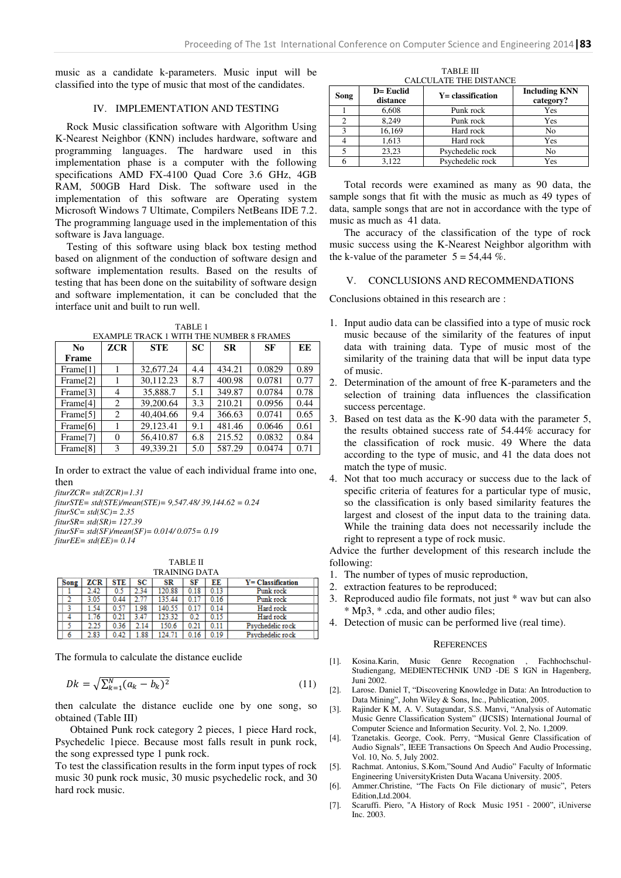music as a candidate k-parameters. Music input will be classified into the type of music that most of the candidates.

## IV. IMPLEMENTATION AND TESTING

Rock Music classification software with Algorithm Using K-Nearest Neighbor (KNN) includes hardware, software and programming languages. The hardware used in this implementation phase is a computer with the following specifications AMD FX-4100 Quad Core 3.6 GHz, 4GB RAM, 500GB Hard Disk. The software used in the implementation of this software are Operating system Microsoft Windows 7 Ultimate, Compilers NetBeans IDE 7.2. The programming language used in the implementation of this software is Java language.

Testing of this software using black box testing method based on alignment of the conduction of software design and software implementation results. Based on the results of testing that has been done on the suitability of software design and software implementation, it can be concluded that the interface unit and built to run well.

TABLE 1
EXAMPLE TRACK 1 WITH THE NUMBER 8 FRAMES

| No Frame | ZCR | STE | SC | SR | SF | EE |
|---|---|---|---|---|---|---|
| Frame[1] | 1 | 32,677.24 | 4.4 | 434.21 | 0.0829 | 0.89 |
| Frame[2] | 1 | 30,112.23 | 8.7 | 400.98 | 0.0781 | 0.77 |
| Frame[3] | 4 | 35,888.7 | 5.1 | 349.87 | 0.0784 | 0.78 |
| Frame[4] | 2 | 39,200.64 | 3.3 | 210.21 | 0.0956 | 0.44 |
| Frame[5] | 2 | 40,404.66 | 9.4 | 366.63 | 0.0741 | 0.65 |
| Frame[6] | 1 | 29,123.41 | 9.1 | 481.46 | 0.0646 | 0.61 |
| Frame[7] | 0 | 56,410.87 | 6.8 | 215.52 | 0.0832 | 0.84 |
| Frame[8] | 3 | 49,339.21 | 5.0 | 587.29 | 0.0474 | 0.71 |

In order to extract the value of each individual frame into one, then

*fiturZCR= std(ZCR)=1.31*
*fiturSTE= std(STE)/mean(STE)= 9,547.48/ 39,144.62 = 0.24*
*fiturSC= std(SC)= 2.35*
*fiturSR= std(SR)= 127.39*
*fiturSF= std(SF)/mean(SF)= 0.014/ 0.075= 0.19*
*fiturEE= std(EE)= 0.14*

TABLE II
TRAINING DATA

| Song | ZCR | STE | SC | SR | SF | EE | Y= Classification |
|---|---|---|---|---|---|---|---|
| 1 | 2.42 | 0.5 | 2.34 | 120.88 | 0.18 | 0.13 | Punk rock |
| 2 | 3.05 | 0.44 | 2.77 | 135.44 | 0.17 | 0.16 | Punk rock |
| 3 | 1.54 | 0.57 | 1.98 | 140.55 | 0.17 | 0.14 | Hard rock |
| 4 | 1.76 | 0.21 | 3.47 | 123.32 | 0.2 | 0.15 | Hard rock |
| 5 | 2.25 | 0.36 | 2.14 | 150.6 | 0.21 | 0.11 | Psychedelic rock |
| 6 | 2.83 | 0.42 | 1.88 | 124.71 | 0.16 | 0.19 | Psychedelic rock |

The formula to calculate the distance euclide

$$Dk = \sqrt{\sum_{k=1}^{N}(a_k - b_k)^2} \tag{11}$$

then calculate the distance euclide one by one song, so obtained (Table III)

Obtained Punk rock category 2 pieces, 1 piece Hard rock, Psychedelic 1piece. Because most falls result in punk rock, the song expressed type 1 punk rock.

To test the classification results in the form input types of rock music 30 punk rock music, 30 music psychedelic rock, and 30 hard rock music.

TABLE III
CALCULATE THE DISTANCE

| Song | D= Euclid distance | Y= classification | Including KNN category? |
|---|---|---|---|
| 1 | 6,608 | Punk rock | Yes |
| 2 | 8,249 | Punk rock | Yes |
| 3 | 16,169 | Hard rock | No |
| 4 | 1,613 | Hard rock | Yes |
| 5 | 23,23 | Psychedelic rock | No |
| 6 | 3,122 | Psychedelic rock | Yes |

Total records were examined as many as 90 data, the sample songs that fit with the music as much as 49 types of data, sample songs that are not in accordance with the type of music as much as 41 data.

The accuracy of the classification of the type of rock music success using the K-Nearest Neighbor algorithm with the k-value of the parameter 5 = 54,44 %.

## V. CONCLUSIONS AND RECOMMENDATIONS

Conclusions obtained in this research are :

1. Input audio data can be classified into a type of music rock music because of the similarity of the features of input data with training data. Type of music most of the similarity of the training data that will be input data type of music.
2. Determination of the amount of free K-parameters and the selection of training data influences the classification success percentage.
3. Based on test data as the K-90 data with the parameter 5, the results obtained success rate of 54.44% accuracy for the classification of rock music. 49 Where the data according to the type of music, and 41 the data does not match the type of music.
4. Not that too much accuracy or success due to the lack of specific criteria of features for a particular type of music, so the classification is only based similarity features the largest and closest of the input data to the training data. While the training data does not necessarily include the right to represent a type of rock music.

Advice the further development of this research include the following:

1. The number of types of music reproduction,
2. extraction features to be reproduced;
3. Reproduced audio file formats, not just * wav but can also * Mp3, * .cda, and other audio files;
4. Detection of music can be performed live (real time).

## REFERENCES

[1]. Kosina.Karin, Music Genre Recognation , Fachhochschul-Studiengang, MEDIENTECHNIK UND -DE S IGN in Hagenberg, Juni 2002.

[2]. Larose. Daniel T, "Discovering Knowledge in Data: An Introduction to Data Mining", John Wiley & Sons, Inc., Publication, 2005.

[3]. Rajinder K M, A. V. Sutagundar, S.S. Manvi, "Analysis of Automatic Music Genre Classification System" (IJCSIS) International Journal of Computer Science and Information Security. Vol. 2, No. 1,2009.

[4]. Tzanetakis. George, Cook. Perry, "Musical Genre Classification of Audio Signals", IEEE Transactions On Speech And Audio Processing, Vol. 10, No. 5, July 2002.

[5]. Rachmat. Antonius, S.Kom,"Sound And Audio" Faculty of Informatic Engineering UniversityKristen Duta Wacana University. 2005.

[6]. Ammer.Christine, "The Facts On File dictionary of music", Peters Edition,Ltd.2004.

[7]. Scaruffi. Piero, "A History of Rock Music 1951 - 2000", iUniverse Inc. 2003.